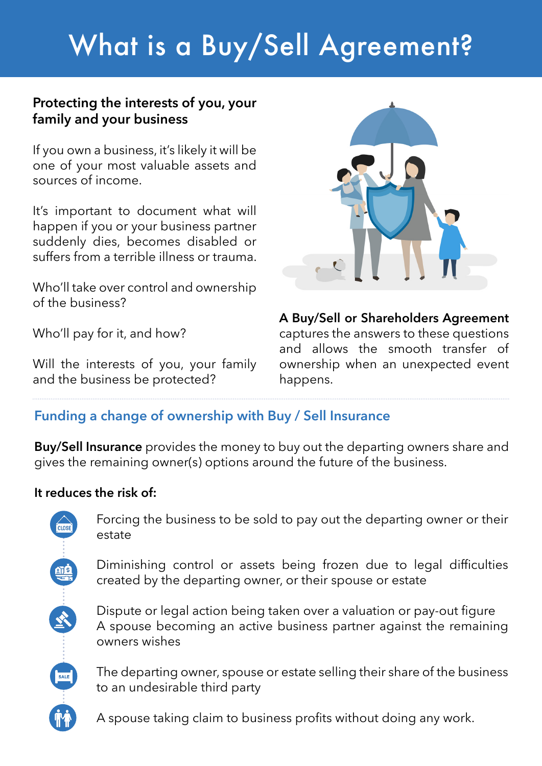# What is a Buy/Sell Agreement?

**Protecting the interests of you, your family and your business**

If you own a business, it's likely it will be one of your most valuable assets and sources of income.

It's important to document what will happen if you or your business partner suddenly dies, becomes disabled or suffers from a terrible illness or trauma.

Who'll take over control and ownership of the business?

Who'll pay for it, and how?

Will the interests of you, your family and the business be protected?

**A Buy/Sell or Shareholders Agreement** captures the answers to these questions and allows the smooth transfer of ownership when an unexpected event happens.

## Funding a change of ownership with Buy / Sell Insurance

**Buy/Sell Insurance** provides the money to buy out the departing owners share and gives the remaining owner(s) options around the future of the business.

**It reduces the risk of:**

- Forcing the business to be sold to pay out the departing owner or their estate
- Diminishing control or assets being frozen due to legal difficulties created by the departing owner, or their spouse or estate
- Dispute or legal action being taken over a valuation or pay-out figure
  A spouse becoming an active business partner against the remaining owners wishes
- The departing owner, spouse or estate selling their share of the business to an undesirable third party
- A spouse taking claim to business profits without doing any work.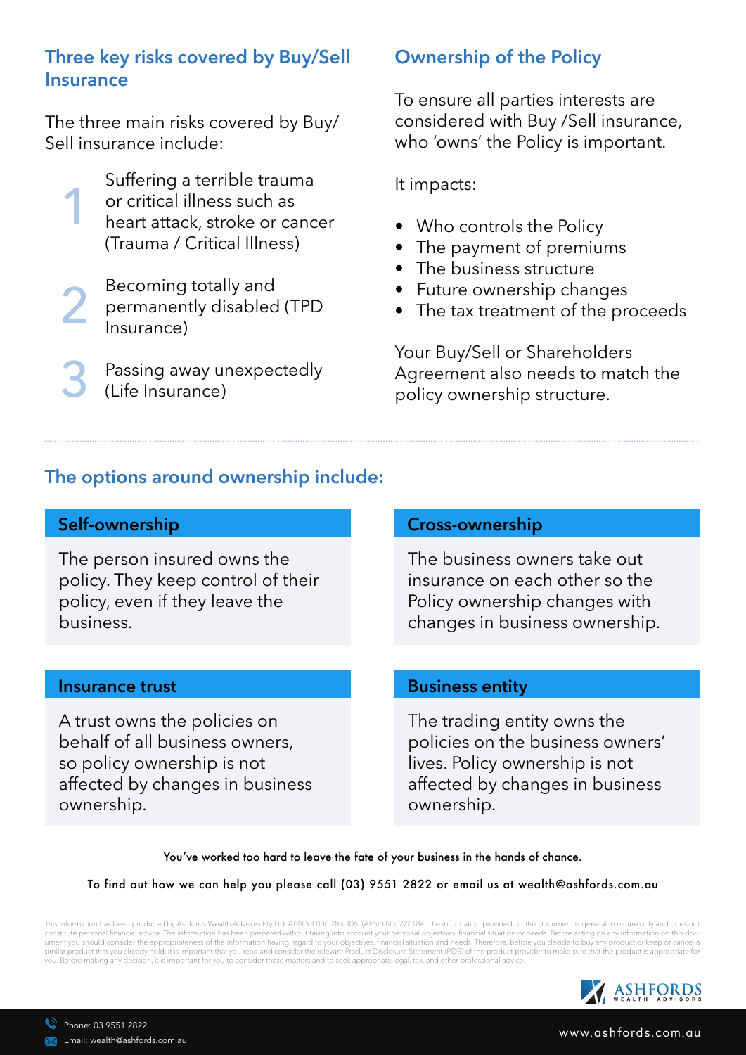## Three key risks covered by Buy/Sell Insurance

The three main risks covered by Buy/ Sell insurance include:

1. Suffering a terrible trauma or critical illness such as heart attack, stroke or cancer (Trauma / Critical Illness)
2. Becoming totally and permanently disabled (TPD Insurance)
3. Passing away unexpectedly (Life Insurance)

## Ownership of the Policy

To ensure all parties interests are considered with Buy /Sell insurance, who 'owns' the Policy is important.

It impacts:

- Who controls the Policy
- The payment of premiums
- The business structure
- Future ownership changes
- The tax treatment of the proceeds

Your Buy/Sell or Shareholders Agreement also needs to match the policy ownership structure.

## The options around ownership include:

### Self-ownership

The person insured owns the policy. They keep control of their policy, even if they leave the business.

### Cross-ownership

The business owners take out insurance on each other so the Policy ownership changes with changes in business ownership.

### Insurance trust

A trust owns the policies on behalf of all business owners, so policy ownership is not affected by changes in business ownership.

### Business entity

The trading entity owns the policies on the business owners' lives. Policy ownership is not affected by changes in business ownership.

You've worked too hard to leave the fate of your business in the hands of chance.

To find out how we can help you please call (03) 9551 2822 or email us at wealth@ashfords.com.au

This information has been produced by Ashfords Wealth Advisors Pty Ltd. ABN 93 086 288 306 (AFSL) No. 226184. The information provided on this document is general in nature only and does not constitute personal financial advice. The information has been prepared without taking into account your personal objectives, financial situation or needs. Before acting on any information on this document you should consider the appropriateness of the information having regard to your objectives, financial situation and needs. Therefore, before you decide to buy any product or keep or cancel a similar product that you already hold, it is important that you read and consider the relevant Product Disclosure Statement (PDS) of the product provider to make sure that the product is appropriate for you. Before making any decision, it is important for you to consider these matters and to seek appropriate legal, tax, and other professional advice.

ASHFORDS WEALTH ADVISORS

Phone: 03 9551 2822

Email: wealth@ashfords.com.au

www.ashfords.com.au